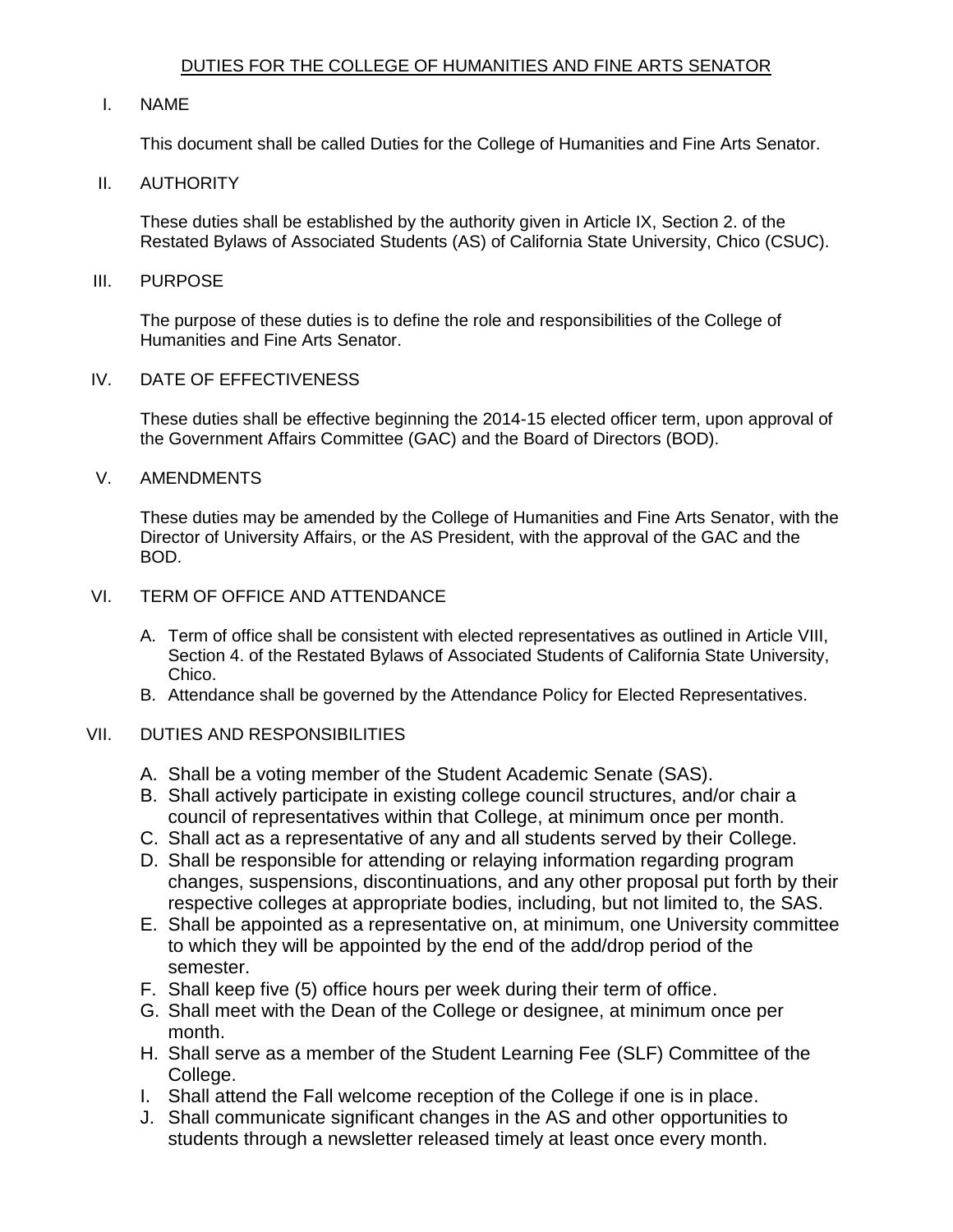# DUTIES FOR THE COLLEGE OF HUMANITIES AND FINE ARTS SENATOR

## I. NAME

This document shall be called Duties for the College of Humanities and Fine Arts Senator.

## II. AUTHORITY

These duties shall be established by the authority given in Article IX, Section 2. of the Restated Bylaws of Associated Students (AS) of California State University, Chico (CSUC).

## III. PURPOSE

The purpose of these duties is to define the role and responsibilities of the College of Humanities and Fine Arts Senator.

## IV. DATE OF EFFECTIVENESS

These duties shall be effective beginning the 2014-15 elected officer term, upon approval of the Government Affairs Committee (GAC) and the Board of Directors (BOD).

## V. AMENDMENTS

These duties may be amended by the College of Humanities and Fine Arts Senator, with the Director of University Affairs, or the AS President, with the approval of the GAC and the BOD.

## VI. TERM OF OFFICE AND ATTENDANCE

A. Term of office shall be consistent with elected representatives as outlined in Article VIII, Section 4. of the Restated Bylaws of Associated Students of California State University, Chico.
B. Attendance shall be governed by the Attendance Policy for Elected Representatives.

## VII. DUTIES AND RESPONSIBILITIES

A. Shall be a voting member of the Student Academic Senate (SAS).
B. Shall actively participate in existing college council structures, and/or chair a council of representatives within that College, at minimum once per month.
C. Shall act as a representative of any and all students served by their College.
D. Shall be responsible for attending or relaying information regarding program changes, suspensions, discontinuations, and any other proposal put forth by their respective colleges at appropriate bodies, including, but not limited to, the SAS.
E. Shall be appointed as a representative on, at minimum, one University committee to which they will be appointed by the end of the add/drop period of the semester.
F. Shall keep five (5) office hours per week during their term of office.
G. Shall meet with the Dean of the College or designee, at minimum once per month.
H. Shall serve as a member of the Student Learning Fee (SLF) Committee of the College.
I. Shall attend the Fall welcome reception of the College if one is in place.
J. Shall communicate significant changes in the AS and other opportunities to students through a newsletter released timely at least once every month.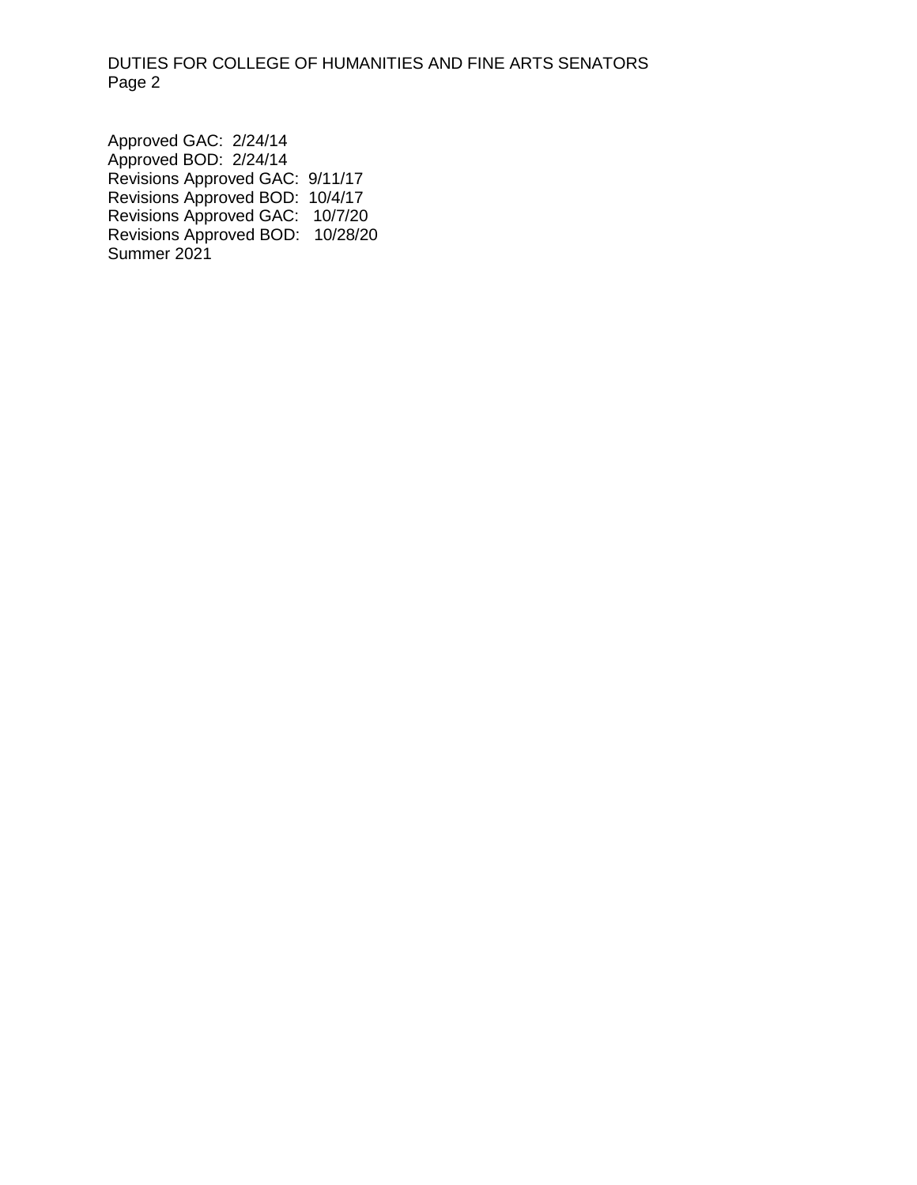Approved GAC: 2/24/14
Approved BOD: 2/24/14
Revisions Approved GAC: 9/11/17
Revisions Approved BOD: 10/4/17
Revisions Approved GAC: 10/7/20
Revisions Approved BOD: 10/28/20
Summer 2021